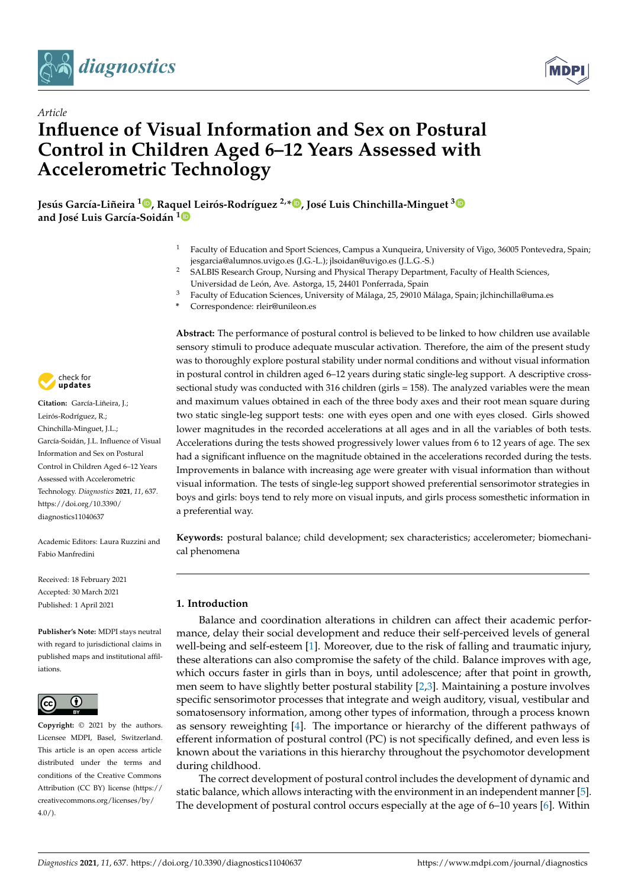Article

# Influence of Visual Information and Sex on Postural Control in Children Aged 6–12 Years Assessed with Accelerometric Technology

**Jesús García-Liñeira [1], Raquel Leirós-Rodríguez [2,*], José Luis Chinchilla-Minguet [3] and José Luis García-Soidán [1]**

[1] Faculty of Education and Sport Sciences, Campus a Xunqueira, University of Vigo, 36005 Pontevedra, Spain; jesgarcia@alumnos.uvigo.es (J.G.-L.); jlsoidan@uvigo.es (J.L.G.-S.)

[2] SALBIS Research Group, Nursing and Physical Therapy Department, Faculty of Health Sciences, Universidad de León, Ave. Astorga, 15, 24401 Ponferrada, Spain

[3] Faculty of Education Sciences, University of Málaga, 25, 29010 Málaga, Spain; jlchinchilla@uma.es

\* Correspondence: rleir@unileon.es

**Citation:** García-Liñeira, J.; Leirós-Rodríguez, R.; Chinchilla-Minguet, J.L.; García-Soidán, J.L. Influence of Visual Information and Sex on Postural Control in Children Aged 6–12 Years Assessed with Accelerometric Technology. *Diagnostics* **2021**, *11*, 637. https://doi.org/10.3390/diagnostics11040637

Academic Editors: Laura Ruzzini and Fabio Manfredini

Received: 18 February 2021
Accepted: 30 March 2021
Published: 1 April 2021

**Publisher's Note:** MDPI stays neutral with regard to jurisdictional claims in published maps and institutional affiliations.

**Copyright:** © 2021 by the authors. Licensee MDPI, Basel, Switzerland. This article is an open access article distributed under the terms and conditions of the Creative Commons Attribution (CC BY) license (https://creativecommons.org/licenses/by/4.0/).

**Abstract:** The performance of postural control is believed to be linked to how children use available sensory stimuli to produce adequate muscular activation. Therefore, the aim of the present study was to thoroughly explore postural stability under normal conditions and without visual information in postural control in children aged 6–12 years during static single-leg support. A descriptive cross-sectional study was conducted with 316 children (girls = 158). The analyzed variables were the mean and maximum values obtained in each of the three body axes and their root mean square during two static single-leg support tests: one with eyes open and one with eyes closed. Girls showed lower magnitudes in the recorded accelerations at all ages and in all the variables of both tests. Accelerations during the tests showed progressively lower values from 6 to 12 years of age. The sex had a significant influence on the magnitude obtained in the accelerations recorded during the tests. Improvements in balance with increasing age were greater with visual information than without visual information. The tests of single-leg support showed preferential sensorimotor strategies in boys and girls: boys tend to rely more on visual inputs, and girls process somesthetic information in a preferential way.

**Keywords:** postural balance; child development; sex characteristics; accelerometer; biomechanical phenomena

## 1. Introduction

Balance and coordination alterations in children can affect their academic performance, delay their social development and reduce their self-perceived levels of general well-being and self-esteem [1]. Moreover, due to the risk of falling and traumatic injury, these alterations can also compromise the safety of the child. Balance improves with age, which occurs faster in girls than in boys, until adolescence; after that point in growth, men seem to have slightly better postural stability [2,3]. Maintaining a posture involves specific sensorimotor processes that integrate and weigh auditory, visual, vestibular and somatosensory information, among other types of information, through a process known as sensory reweighting [4]. The importance or hierarchy of the different pathways of efferent information of postural control (PC) is not specifically defined, and even less is known about the variations in this hierarchy throughout the psychomotor development during childhood.

The correct development of postural control includes the development of dynamic and static balance, which allows interacting with the environment in an independent manner [5]. The development of postural control occurs especially at the age of 6–10 years [6]. Within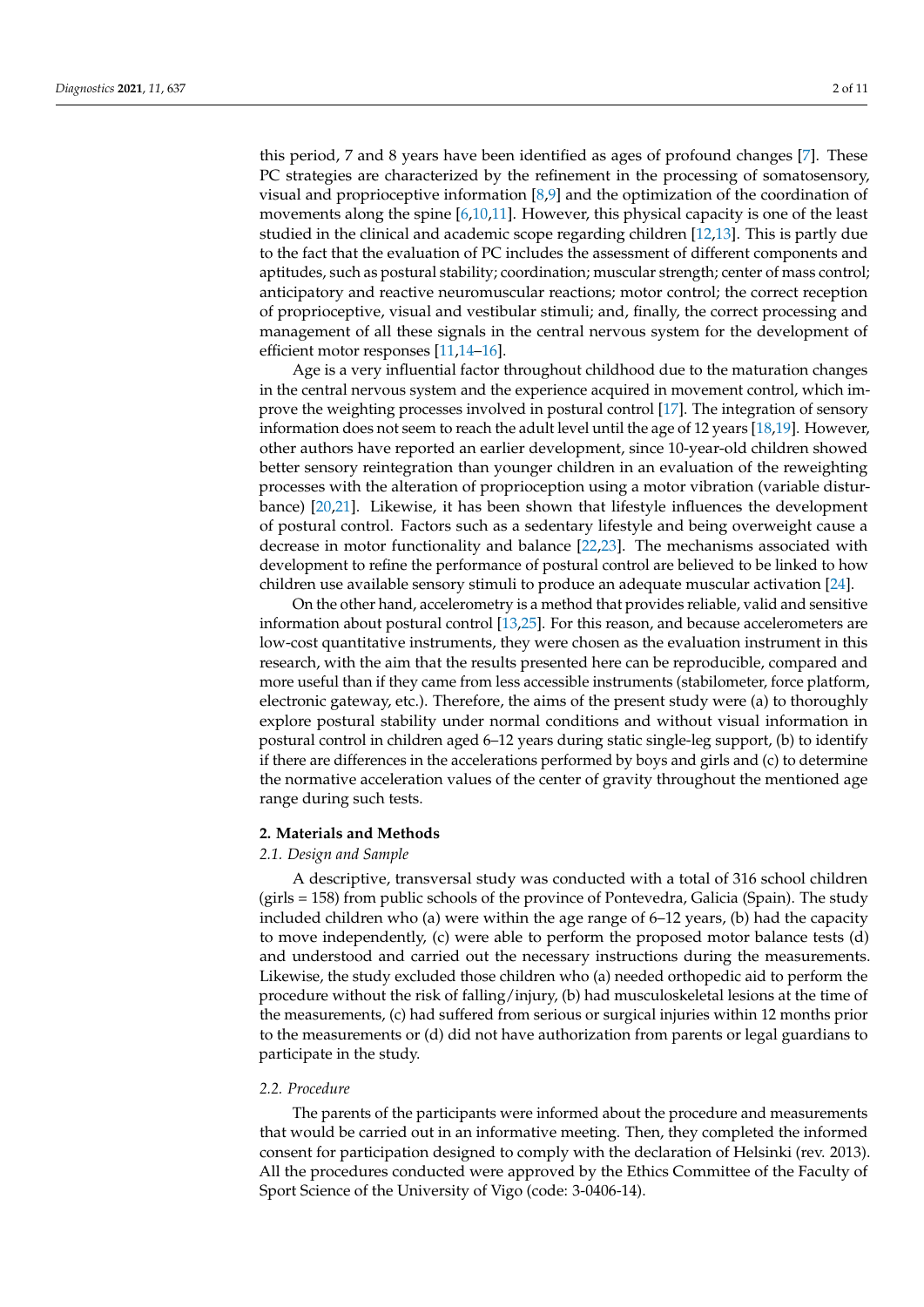this period, 7 and 8 years have been identified as ages of profound changes [7]. These PC strategies are characterized by the refinement in the processing of somatosensory, visual and proprioceptive information [8,9] and the optimization of the coordination of movements along the spine [6,10,11]. However, this physical capacity is one of the least studied in the clinical and academic scope regarding children [12,13]. This is partly due to the fact that the evaluation of PC includes the assessment of different components and aptitudes, such as postural stability; coordination; muscular strength; center of mass control; anticipatory and reactive neuromuscular reactions; motor control; the correct reception of proprioceptive, visual and vestibular stimuli; and, finally, the correct processing and management of all these signals in the central nervous system for the development of efficient motor responses [11,14–16].

Age is a very influential factor throughout childhood due to the maturation changes in the central nervous system and the experience acquired in movement control, which improve the weighting processes involved in postural control [17]. The integration of sensory information does not seem to reach the adult level until the age of 12 years [18,19]. However, other authors have reported an earlier development, since 10-year-old children showed better sensory reintegration than younger children in an evaluation of the reweighting processes with the alteration of proprioception using a motor vibration (variable disturbance) [20,21]. Likewise, it has been shown that lifestyle influences the development of postural control. Factors such as a sedentary lifestyle and being overweight cause a decrease in motor functionality and balance [22,23]. The mechanisms associated with development to refine the performance of postural control are believed to be linked to how children use available sensory stimuli to produce an adequate muscular activation [24].

On the other hand, accelerometry is a method that provides reliable, valid and sensitive information about postural control [13,25]. For this reason, and because accelerometers are low-cost quantitative instruments, they were chosen as the evaluation instrument in this research, with the aim that the results presented here can be reproducible, compared and more useful than if they came from less accessible instruments (stabilometer, force platform, electronic gateway, etc.). Therefore, the aims of the present study were (a) to thoroughly explore postural stability under normal conditions and without visual information in postural control in children aged 6–12 years during static single-leg support, (b) to identify if there are differences in the accelerations performed by boys and girls and (c) to determine the normative acceleration values of the center of gravity throughout the mentioned age range during such tests.

## 2. Materials and Methods

### *2.1. Design and Sample*

A descriptive, transversal study was conducted with a total of 316 school children (girls = 158) from public schools of the province of Pontevedra, Galicia (Spain). The study included children who (a) were within the age range of 6–12 years, (b) had the capacity to move independently, (c) were able to perform the proposed motor balance tests (d) and understood and carried out the necessary instructions during the measurements. Likewise, the study excluded those children who (a) needed orthopedic aid to perform the procedure without the risk of falling/injury, (b) had musculoskeletal lesions at the time of the measurements, (c) had suffered from serious or surgical injuries within 12 months prior to the measurements or (d) did not have authorization from parents or legal guardians to participate in the study.

### *2.2. Procedure*

The parents of the participants were informed about the procedure and measurements that would be carried out in an informative meeting. Then, they completed the informed consent for participation designed to comply with the declaration of Helsinki (rev. 2013). All the procedures conducted were approved by the Ethics Committee of the Faculty of Sport Science of the University of Vigo (code: 3-0406-14).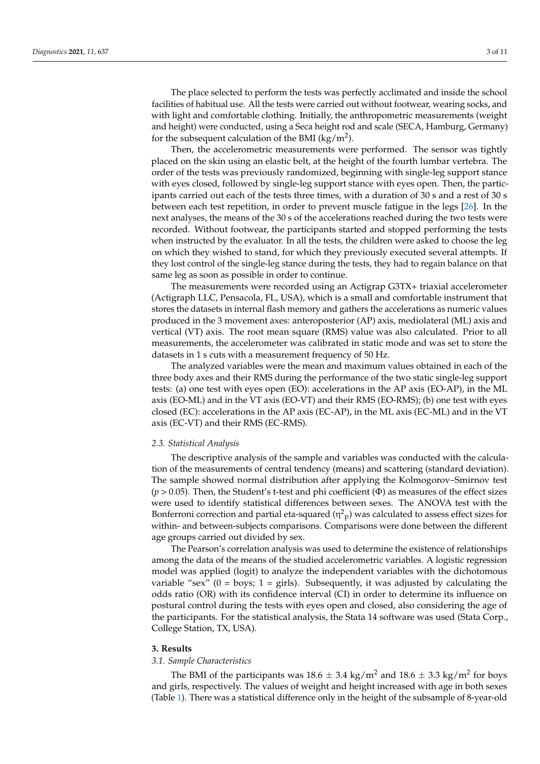The place selected to perform the tests was perfectly acclimated and inside the school facilities of habitual use. All the tests were carried out without footwear, wearing socks, and with light and comfortable clothing. Initially, the anthropometric measurements (weight and height) were conducted, using a Seca height rod and scale (SECA, Hamburg, Germany) for the subsequent calculation of the BMI (kg/m$^2$).

Then, the accelerometric measurements were performed. The sensor was tightly placed on the skin using an elastic belt, at the height of the fourth lumbar vertebra. The order of the tests was previously randomized, beginning with single-leg support stance with eyes closed, followed by single-leg support stance with eyes open. Then, the participants carried out each of the tests three times, with a duration of 30 s and a rest of 30 s between each test repetition, in order to prevent muscle fatigue in the legs [26]. In the next analyses, the means of the 30 s of the accelerations reached during the two tests were recorded. Without footwear, the participants started and stopped performing the tests when instructed by the evaluator. In all the tests, the children were asked to choose the leg on which they wished to stand, for which they previously executed several attempts. If they lost control of the single-leg stance during the tests, they had to regain balance on that same leg as soon as possible in order to continue.

The measurements were recorded using an Actigrap G3TX+ triaxial accelerometer (Actigraph LLC, Pensacola, FL, USA), which is a small and comfortable instrument that stores the datasets in internal flash memory and gathers the accelerations as numeric values produced in the 3 movement axes: anteroposterior (AP) axis, mediolateral (ML) axis and vertical (VT) axis. The root mean square (RMS) value was also calculated. Prior to all measurements, the accelerometer was calibrated in static mode and was set to store the datasets in 1 s cuts with a measurement frequency of 50 Hz.

The analyzed variables were the mean and maximum values obtained in each of the three body axes and their RMS during the performance of the two static single-leg support tests: (a) one test with eyes open (EO): accelerations in the AP axis (EO-AP), in the ML axis (EO-ML) and in the VT axis (EO-VT) and their RMS (EO-RMS); (b) one test with eyes closed (EC): accelerations in the AP axis (EC-AP), in the ML axis (EC-ML) and in the VT axis (EC-VT) and their RMS (EC-RMS).

### *2.3. Statistical Analysis*

The descriptive analysis of the sample and variables was conducted with the calculation of the measurements of central tendency (means) and scattering (standard deviation). The sample showed normal distribution after applying the Kolmogorov–Smirnov test ($p > 0.05$). Then, the Student's t-test and phi coefficient ($\Phi$) as measures of the effect sizes were used to identify statistical differences between sexes. The ANOVA test with the Bonferroni correction and partial eta-squared ($\eta^2_p$) was calculated to assess effect sizes for within- and between-subjects comparisons. Comparisons were done between the different age groups carried out divided by sex.

The Pearson's correlation analysis was used to determine the existence of relationships among the data of the means of the studied accelerometric variables. A logistic regression model was applied (logit) to analyze the independent variables with the dichotomous variable "sex" (0 = boys; 1 = girls). Subsequently, it was adjusted by calculating the odds ratio (OR) with its confidence interval (CI) in order to determine its influence on postural control during the tests with eyes open and closed, also considering the age of the participants. For the statistical analysis, the Stata 14 software was used (Stata Corp., College Station, TX, USA).

## 3. Results

### *3.1. Sample Characteristics*

The BMI of the participants was 18.6 ± 3.4 kg/m$^2$ and 18.6 ± 3.3 kg/m$^2$ for boys and girls, respectively. The values of weight and height increased with age in both sexes (Table 1). There was a statistical difference only in the height of the subsample of 8-year-old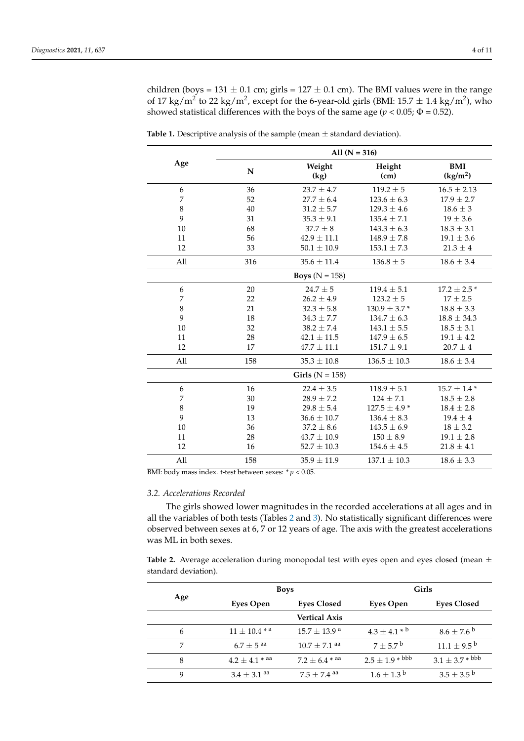children (boys = 131 ± 0.1 cm; girls = 127 ± 0.1 cm). The BMI values were in the range of 17 kg/m$^2$ to 22 kg/m$^2$, except for the 6-year-old girls (BMI: 15.7 ± 1.4 kg/m$^2$), who showed statistical differences with the boys of the same age ($p < 0.05$; $\Phi = 0.52$).

**Table 1.** Descriptive analysis of the sample (mean ± standard deviation).

| Age | All (N = 316) | | | |
|---|---|---|---|---|
| | N | Weight (kg) | Height (cm) | BMI (kg/m$^2$) |
| 6 | 36 | 23.7 ± 4.7 | 119.2 ± 5 | 16.5 ± 2.13 |
| 7 | 52 | 27.7 ± 6.4 | 123.6 ± 6.3 | 17.9 ± 2.7 |
| 8 | 40 | 31.2 ± 5.7 | 129.3 ± 4.6 | 18.6 ± 3 |
| 9 | 31 | 35.3 ± 9.1 | 135.4 ± 7.1 | 19 ± 3.6 |
| 10 | 68 | 37.7 ± 8 | 143.3 ± 6.3 | 18.3 ± 3.1 |
| 11 | 56 | 42.9 ± 11.1 | 148.9 ± 7.8 | 19.1 ± 3.6 |
| 12 | 33 | 50.1 ± 10.9 | 153.1 ± 7.3 | 21.3 ± 4 |
| All | 316 | 35.6 ± 11.4 | 136.8 ± 5 | 18.6 ± 3.4 |
| | | **Boys** (N = 158) | | |
| 6 | 20 | 24.7 ± 5 | 119.4 ± 5.1 | 17.2 ± 2.5 * |
| 7 | 22 | 26.2 ± 4.9 | 123.2 ± 5 | 17 ± 2.5 |
| 8 | 21 | 32.3 ± 5.8 | 130.9 ± 3.7 * | 18.8 ± 3.3 |
| 9 | 18 | 34.3 ± 7.7 | 134.7 ± 6.3 | 18.8 ± 34.3 |
| 10 | 32 | 38.2 ± 7.4 | 143.1 ± 5.5 | 18.5 ± 3.1 |
| 11 | 28 | 42.1 ± 11.5 | 147.9 ± 6.5 | 19.1 ± 4.2 |
| 12 | 17 | 47.7 ± 11.1 | 151.7 ± 9.1 | 20.7 ± 4 |
| All | 158 | 35.3 ± 10.8 | 136.5 ± 10.3 | 18.6 ± 3.4 |
| | | **Girls** (N = 158) | | |
| 6 | 16 | 22.4 ± 3.5 | 118.9 ± 5.1 | 15.7 ± 1.4 * |
| 7 | 30 | 28.9 ± 7.2 | 124 ± 7.1 | 18.5 ± 2.8 |
| 8 | 19 | 29.8 ± 5.4 | 127.5 ± 4.9 * | 18.4 ± 2.8 |
| 9 | 13 | 36.6 ± 10.7 | 136.4 ± 8.3 | 19.4 ± 4 |
| 10 | 36 | 37.2 ± 8.6 | 143.5 ± 6.9 | 18 ± 3.2 |
| 11 | 28 | 43.7 ± 10.9 | 150 ± 8.9 | 19.1 ± 2.8 |
| 12 | 16 | 52.7 ± 10.3 | 154.6 ± 4.5 | 21.8 ± 4.1 |
| All | 158 | 35.9 ± 11.9 | 137.1 ± 10.3 | 18.6 ± 3.3 |

BMI: body mass index. t-test between sexes: * $p < 0.05$.

### 3.2. Accelerations Recorded

The girls showed lower magnitudes in the recorded accelerations at all ages and in all the variables of both tests (Tables 2 and 3). No statistically significant differences were observed between sexes at 6, 7 or 12 years of age. The axis with the greatest accelerations was ML in both sexes.

**Table 2.** Average acceleration during monopodal test with eyes open and eyes closed (mean ± standard deviation).

| Age | Boys | | Girls | |
|---|---|---|---|---|
| | Eyes Open | Eyes Closed | Eyes Open | Eyes Closed |
| | | **Vertical Axis** | | |
| 6 | 11 ± 10.4 * $^{a}$ | 15.7 ± 13.9 $^{a}$ | 4.3 ± 4.1 * $^{b}$ | 8.6 ± 7.6 $^{b}$ |
| 7 | 6.7 ± 5 $^{aa}$ | 10.7 ± 7.1 $^{aa}$ | 7 ± 5.7 $^{b}$ | 11.1 ± 9.5 $^{b}$ |
| 8 | 4.2 ± 4.1 * $^{aa}$ | 7.2 ± 6.4 * $^{aa}$ | 2.5 ± 1.9 * $^{bbb}$ | 3.1 ± 3.7 * $^{bbb}$ |
| 9 | 3.4 ± 3.1 $^{aa}$ | 7.5 ± 7.4 $^{aa}$ | 1.6 ± 1.3 $^{b}$ | 3.5 ± 3.5 $^{b}$ |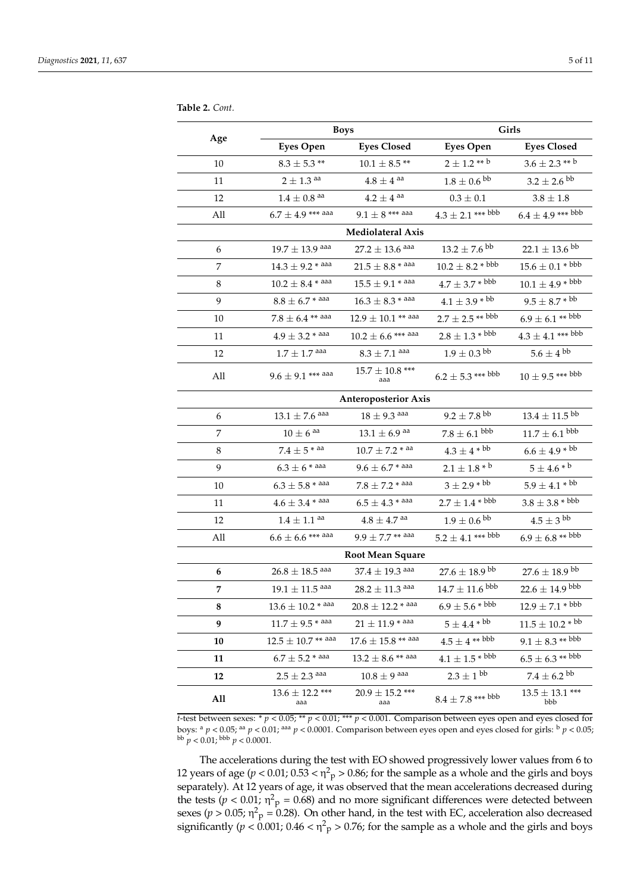**Table 2.** *Cont.*

| Age | Boys | | Girls | |
|---|---|---|---|---|
| | **Eyes Open** | **Eyes Closed** | **Eyes Open** | **Eyes Closed** |
| 10 | 8.3 ± 5.3 ** | 10.1 ± 8.5 ** | 2 ± 1.2 ** b | 3.6 ± 2.3 ** b |
| 11 | 2 ± 1.3 aa | 4.8 ± 4 aa | 1.8 ± 0.6 bb | 3.2 ± 2.6 bb |
| 12 | 1.4 ± 0.8 aa | 4.2 ± 4 aa | 0.3 ± 0.1 | 3.8 ± 1.8 |
| All | 6.7 ± 4.9 *** aaa | 9.1 ± 8 *** aaa | 4.3 ± 2.1 *** bbb | 6.4 ± 4.9 *** bbb |
| | | **Mediolateral Axis** | | |
| 6 | 19.7 ± 13.9 aaa | 27.2 ± 13.6 aaa | 13.2 ± 7.6 bb | 22.1 ± 13.6 bb |
| 7 | 14.3 ± 9.2 * aaa | 21.5 ± 8.8 * aaa | 10.2 ± 8.2 * bbb | 15.6 ± 0.1 * bbb |
| 8 | 10.2 ± 8.4 * aaa | 15.5 ± 9.1 * aaa | 4.7 ± 3.7 * bbb | 10.1 ± 4.9 * bbb |
| 9 | 8.8 ± 6.7 * aaa | 16.3 ± 8.3 * aaa | 4.1 ± 3.9 * bb | 9.5 ± 8.7 * bb |
| 10 | 7.8 ± 6.4 ** aaa | 12.9 ± 10.1 ** aaa | 2.7 ± 2.5 ** bbb | 6.9 ± 6.1 ** bbb |
| 11 | 4.9 ± 3.2 * aaa | 10.2 ± 6.6 *** aaa | 2.8 ± 1.3 * bbb | 4.3 ± 4.1 *** bbb |
| 12 | 1.7 ± 1.7 aaa | 8.3 ± 7.1 aaa | 1.9 ± 0.3 bb | 5.6 ± 4 bb |
| All | 9.6 ± 9.1 *** aaa | 15.7 ± 10.8 *** aaa | 6.2 ± 5.3 *** bbb | 10 ± 9.5 *** bbb |
| | | **Anteroposterior Axis** | | |
| 6 | 13.1 ± 7.6 aaa | 18 ± 9.3 aaa | 9.2 ± 7.8 bb | 13.4 ± 11.5 bb |
| 7 | 10 ± 6 aa | 13.1 ± 6.9 aa | 7.8 ± 6.1 bbb | 11.7 ± 6.1 bbb |
| 8 | 7.4 ± 5 * aa | 10.7 ± 7.2 * aa | 4.3 ± 4 * bb | 6.6 ± 4.9 * bb |
| 9 | 6.3 ± 6 * aaa | 9.6 ± 6.7 * aaa | 2.1 ± 1.8 * b | 5 ± 4.6 * b |
| 10 | 6.3 ± 5.8 * aaa | 7.8 ± 7.2 * aaa | 3 ± 2.9 * bb | 5.9 ± 4.1 * bb |
| 11 | 4.6 ± 3.4 * aaa | 6.5 ± 4.3 * aaa | 2.7 ± 1.4 * bbb | 3.8 ± 3.8 * bbb |
| 12 | 1.4 ± 1.1 aa | 4.8 ± 4.7 aa | 1.9 ± 0.6 bb | 4.5 ± 3 bb |
| All | 6.6 ± 6.6 *** aaa | 9.9 ± 7.7 ** aaa | 5.2 ± 4.1 *** bbb | 6.9 ± 6.8 ** bbb |
| | | **Root Mean Square** | | |
| **6** | 26.8 ± 18.5 aaa | 37.4 ± 19.3 aaa | 27.6 ± 18.9 bb | 27.6 ± 18.9 bb |
| **7** | 19.1 ± 11.5 aaa | 28.2 ± 11.3 aaa | 14.7 ± 11.6 bbb | 22.6 ± 14.9 bbb |
| **8** | 13.6 ± 10.2 * aaa | 20.8 ± 12.2 * aaa | 6.9 ± 5.6 * bbb | 12.9 ± 7.1 * bbb |
| **9** | 11.7 ± 9.5 * aaa | 21 ± 11.9 * aaa | 5 ± 4.4 * bb | 11.5 ± 10.2 * bb |
| **10** | 12.5 ± 10.7 ** aaa | 17.6 ± 15.8 ** aaa | 4.5 ± 4 ** bbb | 9.1 ± 8.3 ** bbb |
| **11** | 6.7 ± 5.2 * aaa | 13.2 ± 8.6 ** aaa | 4.1 ± 1.5 * bbb | 6.5 ± 6.3 ** bbb |
| **12** | 2.5 ± 2.3 aaa | 10.8 ± 9 aaa | 2.3 ± 1 bb | 7.4 ± 6.2 bb |
| **All** | 13.6 ± 12.2 *** aaa | 20.9 ± 15.2 *** aaa | 8.4 ± 7.8 *** bbb | 13.5 ± 13.1 *** bbb |

*t*-test between sexes: * $p < 0.05$; ** $p < 0.01$; *** $p < 0.001$. Comparison between eyes open and eyes closed for boys: a $p < 0.05$; aa $p < 0.01$; aaa $p < 0.0001$. Comparison between eyes open and eyes closed for girls: b $p < 0.05$; bb $p < 0.01$; bbb $p < 0.0001$.

The accelerations during the test with EO showed progressively lower values from 6 to 12 years of age ($p < 0.01$; $0.53 < \eta^2_p > 0.86$; for the sample as a whole and the girls and boys separately). At 12 years of age, it was observed that the mean accelerations decreased during the tests ($p < 0.01$; $\eta^2_p = 0.68$) and no more significant differences were detected between sexes ($p > 0.05$; $\eta^2_p = 0.28$). On other hand, in the test with EC, acceleration also decreased significantly ($p < 0.001$; $0.46 < \eta^2_p > 0.76$; for the sample as a whole and the girls and boys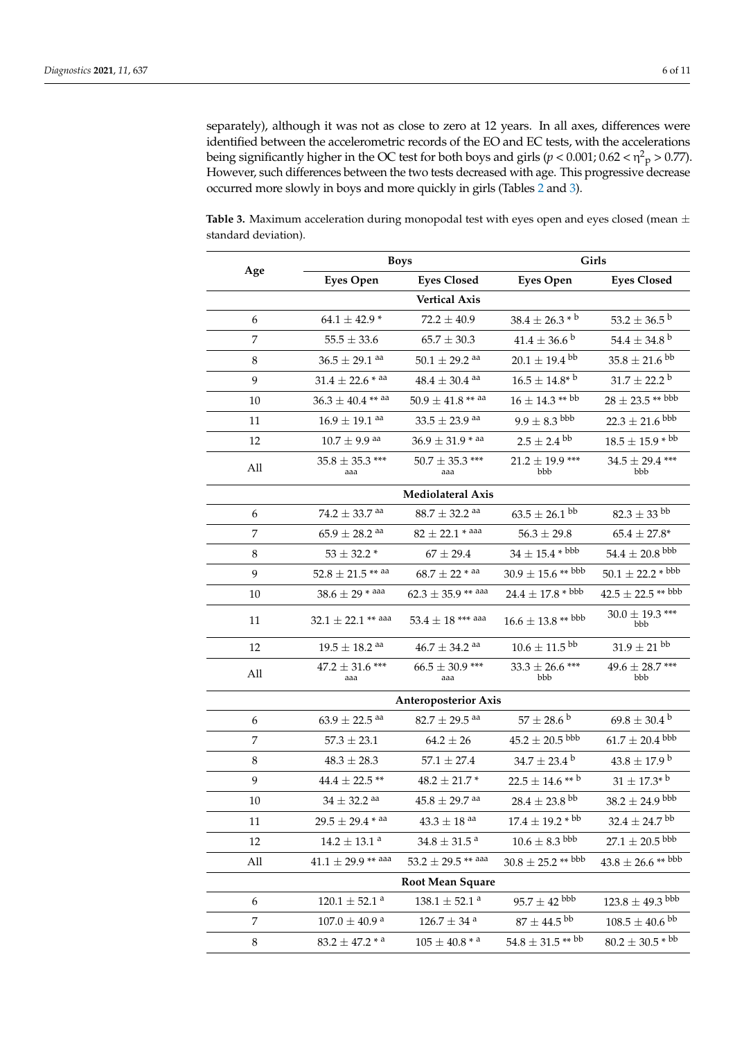separately), although it was not as close to zero at 12 years. In all axes, differences were identified between the accelerometric records of the EO and EC tests, with the accelerations being significantly higher in the OC test for both boys and girls ($p < 0.001$; $0.62 < \eta^2_p > 0.77$). However, such differences between the two tests decreased with age. This progressive decrease occurred more slowly in boys and more quickly in girls (Tables 2 and 3).

**Table 3.** Maximum acceleration during monopodal test with eyes open and eyes closed (mean ± standard deviation).

| Age | Boys | | Girls | |
|---|---|---|---|---|
| | **Eyes Open** | **Eyes Closed** | **Eyes Open** | **Eyes Closed** |
| | | **Vertical Axis** | | |
| 6 | 64.1 ± 42.9 * | 72.2 ± 40.9 | 38.4 ± 26.3 * b | 53.2 ± 36.5 b |
| 7 | 55.5 ± 33.6 | 65.7 ± 30.3 | 41.4 ± 36.6 b | 54.4 ± 34.8 b |
| 8 | 36.5 ± 29.1 aa | 50.1 ± 29.2 aa | 20.1 ± 19.4 bb | 35.8 ± 21.6 bb |
| 9 | 31.4 ± 22.6 * aa | 48.4 ± 30.4 aa | 16.5 ± 14.8* b | 31.7 ± 22.2 b |
| 10 | 36.3 ± 40.4 ** aa | 50.9 ± 41.8 ** aa | 16 ± 14.3 ** bb | 28 ± 23.5 ** bbb |
| 11 | 16.9 ± 19.1 aa | 33.5 ± 23.9 aa | 9.9 ± 8.3 bbb | 22.3 ± 21.6 bbb |
| 12 | 10.7 ± 9.9 aa | 36.9 ± 31.9 * aa | 2.5 ± 2.4 bb | 18.5 ± 15.9 * bb |
| All | 35.8 ± 35.3 *** aaa | 50.7 ± 35.3 *** aaa | 21.2 ± 19.9 *** bbb | 34.5 ± 29.4 *** bbb |
| | | **Mediolateral Axis** | | |
| 6 | 74.2 ± 33.7 aa | 88.7 ± 32.2 aa | 63.5 ± 26.1 bb | 82.3 ± 33 bb |
| 7 | 65.9 ± 28.2 aa | 82 ± 22.1 * aaa | 56.3 ± 29.8 | 65.4 ± 27.8* |
| 8 | 53 ± 32.2 * | 67 ± 29.4 | 34 ± 15.4 * bbb | 54.4 ± 20.8 bbb |
| 9 | 52.8 ± 21.5 ** aa | 68.7 ± 22 * aa | 30.9 ± 15.6 ** bbb | 50.1 ± 22.2 * bbb |
| 10 | 38.6 ± 29 * aaa | 62.3 ± 35.9 ** aaa | 24.4 ± 17.8 * bbb | 42.5 ± 22.5 ** bbb |
| 11 | 32.1 ± 22.1 ** aaa | 53.4 ± 18 *** aaa | 16.6 ± 13.8 ** bbb | 30.0 ± 19.3 *** bbb |
| 12 | 19.5 ± 18.2 aa | 46.7 ± 34.2 aa | 10.6 ± 11.5 bb | 31.9 ± 21 bb |
| All | 47.2 ± 31.6 *** aaa | 66.5 ± 30.9 *** aaa | 33.3 ± 26.6 *** bbb | 49.6 ± 28.7 *** bbb |
| | | **Anteroposterior Axis** | | |
| 6 | 63.9 ± 22.5 aa | 82.7 ± 29.5 aa | 57 ± 28.6 b | 69.8 ± 30.4 b |
| 7 | 57.3 ± 23.1 | 64.2 ± 26 | 45.2 ± 20.5 bbb | 61.7 ± 20.4 bbb |
| 8 | 48.3 ± 28.3 | 57.1 ± 27.4 | 34.7 ± 23.4 b | 43.8 ± 17.9 b |
| 9 | 44.4 ± 22.5 ** | 48.2 ± 21.7 * | 22.5 ± 14.6 ** b | 31 ± 17.3* b |
| 10 | 34 ± 32.2 aa | 45.8 ± 29.7 aa | 28.4 ± 23.8 bb | 38.2 ± 24.9 bbb |
| 11 | 29.5 ± 29.4 * aa | 43.3 ± 18 aa | 17.4 ± 19.2 * bb | 32.4 ± 24.7 bb |
| 12 | 14.2 ± 13.1 a | 34.8 ± 31.5 a | 10.6 ± 8.3 bbb | 27.1 ± 20.5 bbb |
| All | 41.1 ± 29.9 ** aaa | 53.2 ± 29.5 ** aaa | 30.8 ± 25.2 ** bbb | 43.8 ± 26.6 ** bbb |
| | | **Root Mean Square** | | |
| 6 | 120.1 ± 52.1 a | 138.1 ± 52.1 a | 95.7 ± 42 bbb | 123.8 ± 49.3 bbb |
| 7 | 107.0 ± 40.9 a | 126.7 ± 34 a | 87 ± 44.5 bb | 108.5 ± 40.6 bb |
| 8 | 83.2 ± 47.2 * a | 105 ± 40.8 * a | 54.8 ± 31.5 ** bb | 80.2 ± 30.5 * bb |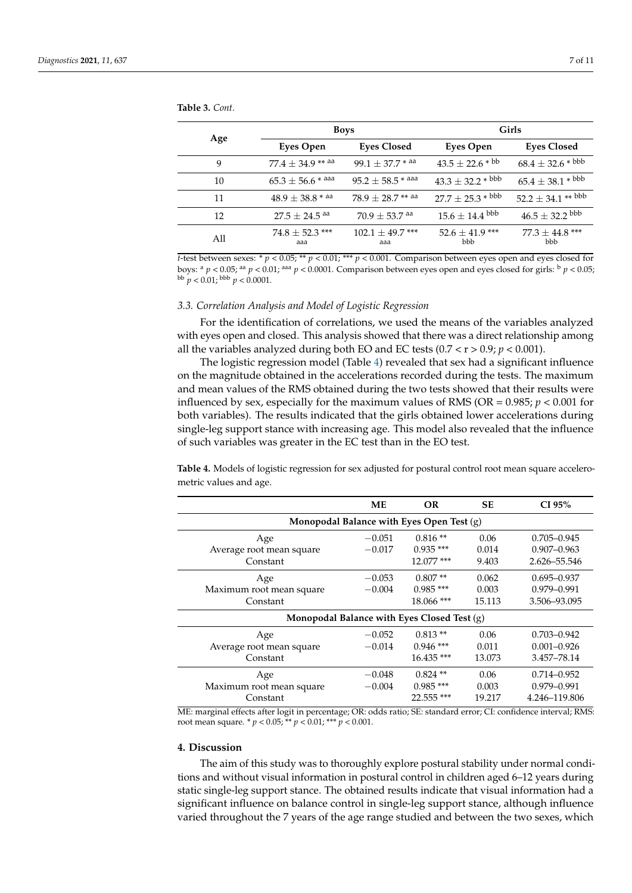**Table 3.** *Cont.*

| Age | Boys | | Girls | |
|---|---|---|---|---|
| | **Eyes Open** | **Eyes Closed** | **Eyes Open** | **Eyes Closed** |
| 9 | 77.4 ± 34.9 ** aa | 99.1 ± 37.7 * aa | 43.5 ± 22.6 * bb | 68.4 ± 32.6 * bbb |
| 10 | 65.3 ± 56.6 * aaa | 95.2 ± 58.5 * aaa | 43.3 ± 32.2 * bbb | 65.4 ± 38.1 * bbb |
| 11 | 48.9 ± 38.8 * aa | 78.9 ± 28.7 ** aa | 27.7 ± 25.3 * bbb | 52.2 ± 34.1 ** bbb |
| 12 | 27.5 ± 24.5 aa | 70.9 ± 53.7 aa | 15.6 ± 14.4 bbb | 46.5 ± 32.2 bbb |
| All | 74.8 ± 52.3 *** aaa | 102.1 ± 49.7 *** aaa | 52.6 ± 41.9 *** bbb | 77.3 ± 44.8 *** bbb |

*t*-test between sexes: * $p < 0.05$; ** $p < 0.01$; *** $p < 0.001$. Comparison between eyes open and eyes closed for boys: [a] $p < 0.05$; [aa] $p < 0.01$; [aaa] $p < 0.0001$. Comparison between eyes open and eyes closed for girls: [b] $p < 0.05$; [bb] $p < 0.01$; [bbb] $p < 0.0001$.

### 3.3. Correlation Analysis and Model of Logistic Regression

For the identification of correlations, we used the means of the variables analyzed with eyes open and closed. This analysis showed that there was a direct relationship among all the variables analyzed during both EO and EC tests ($0.7 < r > 0.9$; $p < 0.001$).

The logistic regression model (Table 4) revealed that sex had a significant influence on the magnitude obtained in the accelerations recorded during the tests. The maximum and mean values of the RMS obtained during the two tests showed that their results were influenced by sex, especially for the maximum values of RMS (OR = 0.985; $p < 0.001$ for both variables). The results indicated that the girls obtained lower accelerations during single-leg support stance with increasing age. This model also revealed that the influence of such variables was greater in the EC test than in the EO test.

**Table 4.** Models of logistic regression for sex adjusted for postural control root mean square accelerometric values and age.

| | ME | OR | SE | CI 95% |
|---|---|---|---|---|
| **Monopodal Balance with Eyes Open Test** (g) | | | | |
| Age | −0.051 | 0.816 ** | 0.06 | 0.705–0.945 |
| Average root mean square | −0.017 | 0.935 *** | 0.014 | 0.907–0.963 |
| Constant | | 12.077 *** | 9.403 | 2.626–55.546 |
| Age | −0.053 | 0.807 ** | 0.062 | 0.695–0.937 |
| Maximum root mean square | −0.004 | 0.985 *** | 0.003 | 0.979–0.991 |
| Constant | | 18.066 *** | 15.113 | 3.506–93.095 |
| **Monopodal Balance with Eyes Closed Test** (g) | | | | |
| Age | −0.052 | 0.813 ** | 0.06 | 0.703–0.942 |
| Average root mean square | −0.014 | 0.946 *** | 0.011 | 0.001–0.926 |
| Constant | | 16.435 *** | 13.073 | 3.457–78.14 |
| Age | −0.048 | 0.824 ** | 0.06 | 0.714–0.952 |
| Maximum root mean square | −0.004 | 0.985 *** | 0.003 | 0.979–0.991 |
| Constant | | 22.555 *** | 19.217 | 4.246–119.806 |

ME: marginal effects after logit in percentage; OR: odds ratio; SE: standard error; CI: confidence interval; RMS: root mean square. * $p < 0.05$; ** $p < 0.01$; *** $p < 0.001$.

## 4. Discussion

The aim of this study was to thoroughly explore postural stability under normal conditions and without visual information in postural control in children aged 6–12 years during static single-leg support stance. The obtained results indicate that visual information had a significant influence on balance control in single-leg support stance, although influence varied throughout the 7 years of the age range studied and between the two sexes, which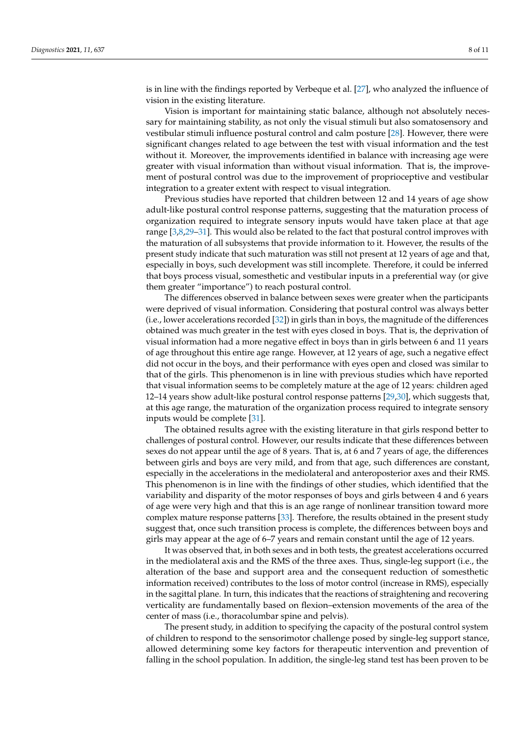is in line with the findings reported by Verbeque et al. [27], who analyzed the influence of vision in the existing literature.

Vision is important for maintaining static balance, although not absolutely necessary for maintaining stability, as not only the visual stimuli but also somatosensory and vestibular stimuli influence postural control and calm posture [28]. However, there were significant changes related to age between the test with visual information and the test without it. Moreover, the improvements identified in balance with increasing age were greater with visual information than without visual information. That is, the improvement of postural control was due to the improvement of proprioceptive and vestibular integration to a greater extent with respect to visual integration.

Previous studies have reported that children between 12 and 14 years of age show adult-like postural control response patterns, suggesting that the maturation process of organization required to integrate sensory inputs would have taken place at that age range [3,8,29–31]. This would also be related to the fact that postural control improves with the maturation of all subsystems that provide information to it. However, the results of the present study indicate that such maturation was still not present at 12 years of age and that, especially in boys, such development was still incomplete. Therefore, it could be inferred that boys process visual, somesthetic and vestibular inputs in a preferential way (or give them greater "importance") to reach postural control.

The differences observed in balance between sexes were greater when the participants were deprived of visual information. Considering that postural control was always better (i.e., lower accelerations recorded [32]) in girls than in boys, the magnitude of the differences obtained was much greater in the test with eyes closed in boys. That is, the deprivation of visual information had a more negative effect in boys than in girls between 6 and 11 years of age throughout this entire age range. However, at 12 years of age, such a negative effect did not occur in the boys, and their performance with eyes open and closed was similar to that of the girls. This phenomenon is in line with previous studies which have reported that visual information seems to be completely mature at the age of 12 years: children aged 12–14 years show adult-like postural control response patterns [29,30], which suggests that, at this age range, the maturation of the organization process required to integrate sensory inputs would be complete [31].

The obtained results agree with the existing literature in that girls respond better to challenges of postural control. However, our results indicate that these differences between sexes do not appear until the age of 8 years. That is, at 6 and 7 years of age, the differences between girls and boys are very mild, and from that age, such differences are constant, especially in the accelerations in the mediolateral and anteroposterior axes and their RMS. This phenomenon is in line with the findings of other studies, which identified that the variability and disparity of the motor responses of boys and girls between 4 and 6 years of age were very high and that this is an age range of nonlinear transition toward more complex mature response patterns [33]. Therefore, the results obtained in the present study suggest that, once such transition process is complete, the differences between boys and girls may appear at the age of 6–7 years and remain constant until the age of 12 years.

It was observed that, in both sexes and in both tests, the greatest accelerations occurred in the mediolateral axis and the RMS of the three axes. Thus, single-leg support (i.e., the alteration of the base and support area and the consequent reduction of somesthetic information received) contributes to the loss of motor control (increase in RMS), especially in the sagittal plane. In turn, this indicates that the reactions of straightening and recovering verticality are fundamentally based on flexion–extension movements of the area of the center of mass (i.e., thoracolumbar spine and pelvis).

The present study, in addition to specifying the capacity of the postural control system of children to respond to the sensorimotor challenge posed by single-leg support stance, allowed determining some key factors for therapeutic intervention and prevention of falling in the school population. In addition, the single-leg stand test has been proven to be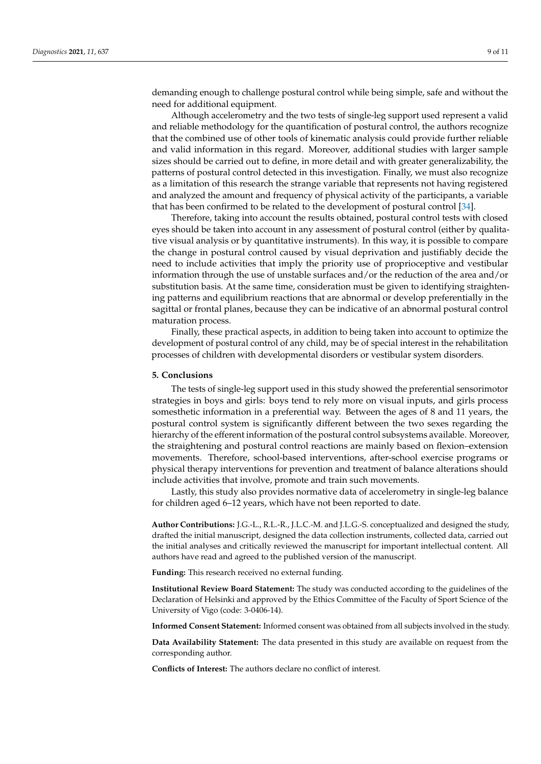demanding enough to challenge postural control while being simple, safe and without the need for additional equipment.

Although accelerometry and the two tests of single-leg support used represent a valid and reliable methodology for the quantification of postural control, the authors recognize that the combined use of other tools of kinematic analysis could provide further reliable and valid information in this regard. Moreover, additional studies with larger sample sizes should be carried out to define, in more detail and with greater generalizability, the patterns of postural control detected in this investigation. Finally, we must also recognize as a limitation of this research the strange variable that represents not having registered and analyzed the amount and frequency of physical activity of the participants, a variable that has been confirmed to be related to the development of postural control [34].

Therefore, taking into account the results obtained, postural control tests with closed eyes should be taken into account in any assessment of postural control (either by qualitative visual analysis or by quantitative instruments). In this way, it is possible to compare the change in postural control caused by visual deprivation and justifiably decide the need to include activities that imply the priority use of proprioceptive and vestibular information through the use of unstable surfaces and/or the reduction of the area and/or substitution basis. At the same time, consideration must be given to identifying straightening patterns and equilibrium reactions that are abnormal or develop preferentially in the sagittal or frontal planes, because they can be indicative of an abnormal postural control maturation process.

Finally, these practical aspects, in addition to being taken into account to optimize the development of postural control of any child, may be of special interest in the rehabilitation processes of children with developmental disorders or vestibular system disorders.

## 5. Conclusions

The tests of single-leg support used in this study showed the preferential sensorimotor strategies in boys and girls: boys tend to rely more on visual inputs, and girls process somesthetic information in a preferential way. Between the ages of 8 and 11 years, the postural control system is significantly different between the two sexes regarding the hierarchy of the efferent information of the postural control subsystems available. Moreover, the straightening and postural control reactions are mainly based on flexion–extension movements. Therefore, school-based interventions, after-school exercise programs or physical therapy interventions for prevention and treatment of balance alterations should include activities that involve, promote and train such movements.

Lastly, this study also provides normative data of accelerometry in single-leg balance for children aged 6–12 years, which have not been reported to date.

**Author Contributions:** J.G.-L., R.L.-R., J.L.C.-M. and J.L.G.-S. conceptualized and designed the study, drafted the initial manuscript, designed the data collection instruments, collected data, carried out the initial analyses and critically reviewed the manuscript for important intellectual content. All authors have read and agreed to the published version of the manuscript.

**Funding:** This research received no external funding.

**Institutional Review Board Statement:** The study was conducted according to the guidelines of the Declaration of Helsinki and approved by the Ethics Committee of the Faculty of Sport Science of the University of Vigo (code: 3-0406-14).

**Informed Consent Statement:** Informed consent was obtained from all subjects involved in the study.

**Data Availability Statement:** The data presented in this study are available on request from the corresponding author.

**Conflicts of Interest:** The authors declare no conflict of interest.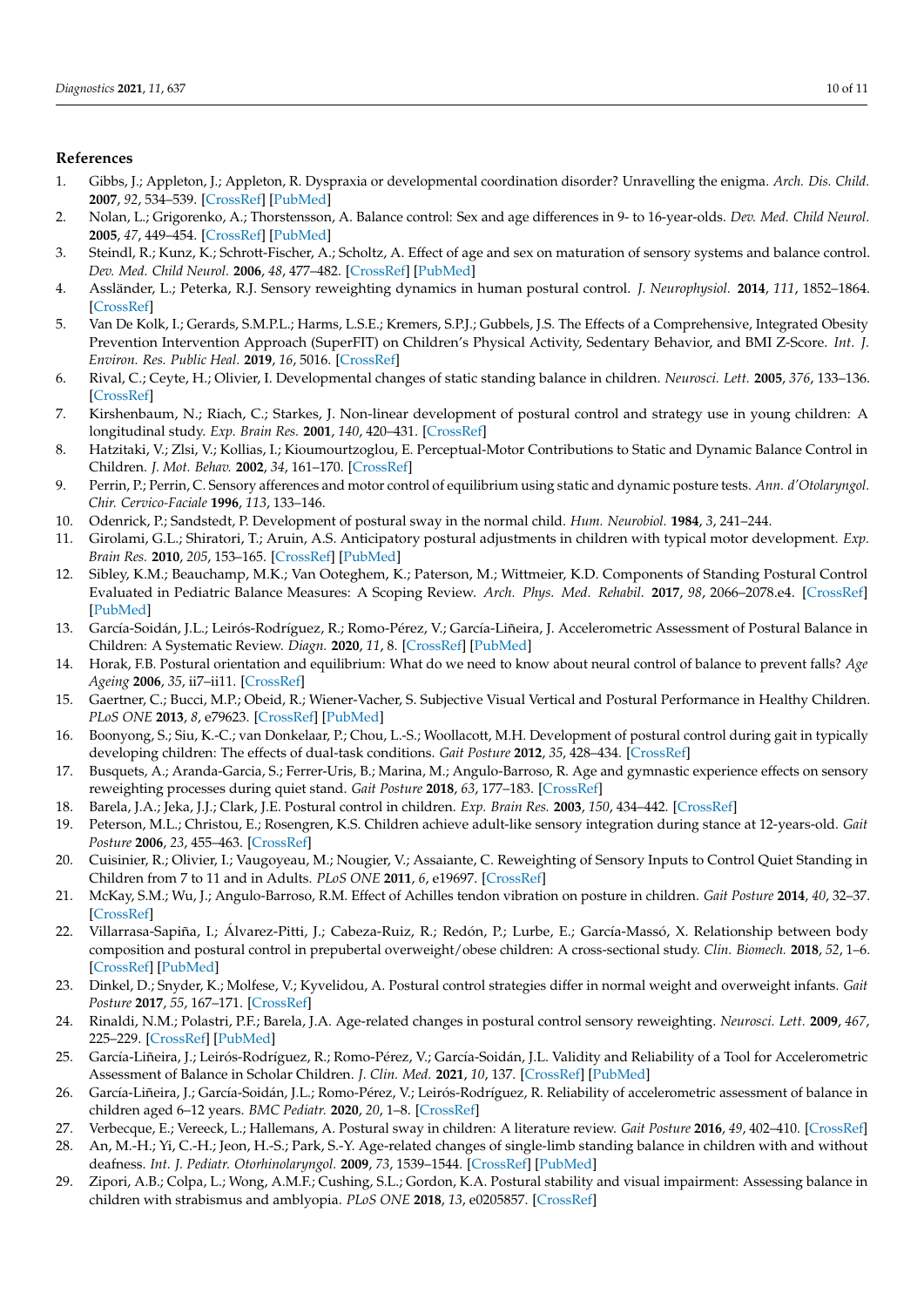## References

1. Gibbs, J.; Appleton, J.; Appleton, R. Dyspraxia or developmental coordination disorder? Unravelling the enigma. *Arch. Dis. Child.* **2007**, *92*, 534–539. [CrossRef] [PubMed]
2. Nolan, L.; Grigorenko, A.; Thorstensson, A. Balance control: Sex and age differences in 9- to 16-year-olds. *Dev. Med. Child Neurol.* **2005**, *47*, 449–454. [CrossRef] [PubMed]
3. Steindl, R.; Kunz, K.; Schrott-Fischer, A.; Scholtz, A. Effect of age and sex on maturation of sensory systems and balance control. *Dev. Med. Child Neurol.* **2006**, *48*, 477–482. [CrossRef] [PubMed]
4. Assländer, L.; Peterka, R.J. Sensory reweighting dynamics in human postural control. *J. Neurophysiol.* **2014**, *111*, 1852–1864. [CrossRef]
5. Van De Kolk, I.; Gerards, S.M.P.L.; Harms, L.S.E.; Kremers, S.P.J.; Gubbels, J.S. The Effects of a Comprehensive, Integrated Obesity Prevention Intervention Approach (SuperFIT) on Children's Physical Activity, Sedentary Behavior, and BMI Z-Score. *Int. J. Environ. Res. Public Heal.* **2019**, *16*, 5016. [CrossRef]
6. Rival, C.; Ceyte, H.; Olivier, I. Developmental changes of static standing balance in children. *Neurosci. Lett.* **2005**, *376*, 133–136. [CrossRef]
7. Kirshenbaum, N.; Riach, C.; Starkes, J. Non-linear development of postural control and strategy use in young children: A longitudinal study. *Exp. Brain Res.* **2001**, *140*, 420–431. [CrossRef]
8. Hatzitaki, V.; Zlsi, V.; Kollias, I.; Kioumourtzoglou, E. Perceptual-Motor Contributions to Static and Dynamic Balance Control in Children. *J. Mot. Behav.* **2002**, *34*, 161–170. [CrossRef]
9. Perrin, P.; Perrin, C. Sensory afferences and motor control of equilibrium using static and dynamic posture tests. *Ann. d'Otolaryngol. Chir. Cervico-Faciale* **1996**, *113*, 133–146.
10. Odenrick, P.; Sandstedt, P. Development of postural sway in the normal child. *Hum. Neurobiol.* **1984**, *3*, 241–244.
11. Girolami, G.L.; Shiratori, T.; Aruin, A.S. Anticipatory postural adjustments in children with typical motor development. *Exp. Brain Res.* **2010**, *205*, 153–165. [CrossRef] [PubMed]
12. Sibley, K.M.; Beauchamp, M.K.; Van Ooteghem, K.; Paterson, M.; Wittmeier, K.D. Components of Standing Postural Control Evaluated in Pediatric Balance Measures: A Scoping Review. *Arch. Phys. Med. Rehabil.* **2017**, *98*, 2066–2078.e4. [CrossRef] [PubMed]
13. García-Soidán, J.L.; Leirós-Rodríguez, R.; Romo-Pérez, V.; García-Liñeira, J. Accelerometric Assessment of Postural Balance in Children: A Systematic Review. *Diagn.* **2020**, *11*, 8. [CrossRef] [PubMed]
14. Horak, F.B. Postural orientation and equilibrium: What do we need to know about neural control of balance to prevent falls? *Age Ageing* **2006**, *35*, ii7–ii11. [CrossRef]
15. Gaertner, C.; Bucci, M.P.; Obeid, R.; Wiener-Vacher, S. Subjective Visual Vertical and Postural Performance in Healthy Children. *PLoS ONE* **2013**, *8*, e79623. [CrossRef] [PubMed]
16. Boonyong, S.; Siu, K.-C.; van Donkelaar, P.; Chou, L.-S.; Woollacott, M.H. Development of postural control during gait in typically developing children: The effects of dual-task conditions. *Gait Posture* **2012**, *35*, 428–434. [CrossRef]
17. Busquets, A.; Aranda-Garcia, S.; Ferrer-Uris, B.; Marina, M.; Angulo-Barroso, R. Age and gymnastic experience effects on sensory reweighting processes during quiet stand. *Gait Posture* **2018**, *63*, 177–183. [CrossRef]
18. Barela, J.A.; Jeka, J.J.; Clark, J.E. Postural control in children. *Exp. Brain Res.* **2003**, *150*, 434–442. [CrossRef]
19. Peterson, M.L.; Christou, E.; Rosengren, K.S. Children achieve adult-like sensory integration during stance at 12-years-old. *Gait Posture* **2006**, *23*, 455–463. [CrossRef]
20. Cuisinier, R.; Olivier, I.; Vaugoyeau, M.; Nougier, V.; Assaiante, C. Reweighting of Sensory Inputs to Control Quiet Standing in Children from 7 to 11 and in Adults. *PLoS ONE* **2011**, *6*, e19697. [CrossRef]
21. McKay, S.M.; Wu, J.; Angulo-Barroso, R.M. Effect of Achilles tendon vibration on posture in children. *Gait Posture* **2014**, *40*, 32–37. [CrossRef]
22. Villarrasa-Sapiña, I.; Álvarez-Pitti, J.; Cabeza-Ruiz, R.; Redón, P.; Lurbe, E.; García-Massó, X. Relationship between body composition and postural control in prepubertal overweight/obese children: A cross-sectional study. *Clin. Biomech.* **2018**, *52*, 1–6. [CrossRef] [PubMed]
23. Dinkel, D.; Snyder, K.; Molfese, V.; Kyvelidou, A. Postural control strategies differ in normal weight and overweight infants. *Gait Posture* **2017**, *55*, 167–171. [CrossRef]
24. Rinaldi, N.M.; Polastri, P.F.; Barela, J.A. Age-related changes in postural control sensory reweighting. *Neurosci. Lett.* **2009**, *467*, 225–229. [CrossRef] [PubMed]
25. García-Liñeira, J.; Leirós-Rodríguez, R.; Romo-Pérez, V.; García-Soidán, J.L. Validity and Reliability of a Tool for Accelerometric Assessment of Balance in Scholar Children. *J. Clin. Med.* **2021**, *10*, 137. [CrossRef] [PubMed]
26. García-Liñeira, J.; García-Soidán, J.L.; Romo-Pérez, V.; Leirós-Rodríguez, R. Reliability of accelerometric assessment of balance in children aged 6–12 years. *BMC Pediatr.* **2020**, *20*, 1–8. [CrossRef]
27. Verbecque, E.; Vereeck, L.; Hallemans, A. Postural sway in children: A literature review. *Gait Posture* **2016**, *49*, 402–410. [CrossRef]
28. An, M.-H.; Yi, C.-H.; Jeon, H.-S.; Park, S.-Y. Age-related changes of single-limb standing balance in children with and without deafness. *Int. J. Pediatr. Otorhinolaryngol.* **2009**, *73*, 1539–1544. [CrossRef] [PubMed]
29. Zipori, A.B.; Colpa, L.; Wong, A.M.F.; Cushing, S.L.; Gordon, K.A. Postural stability and visual impairment: Assessing balance in children with strabismus and amblyopia. *PLoS ONE* **2018**, *13*, e0205857. [CrossRef]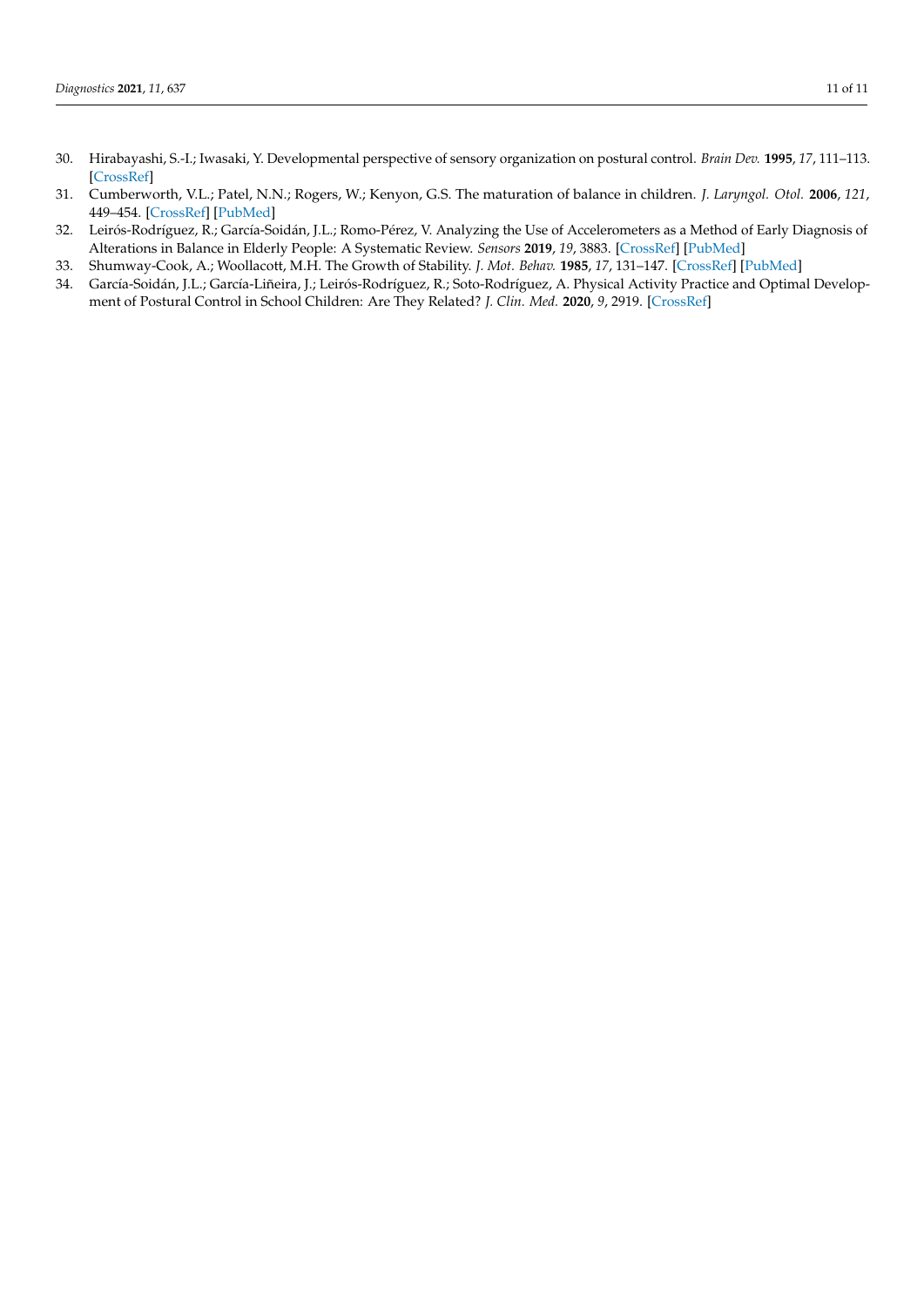30. Hirabayashi, S.-I.; Iwasaki, Y. Developmental perspective of sensory organization on postural control. *Brain Dev.* **1995**, *17*, 111–113. [CrossRef]
31. Cumberworth, V.L.; Patel, N.N.; Rogers, W.; Kenyon, G.S. The maturation of balance in children. *J. Laryngol. Otol.* **2006**, *121*, 449–454. [CrossRef] [PubMed]
32. Leirós-Rodríguez, R.; García-Soidán, J.L.; Romo-Pérez, V. Analyzing the Use of Accelerometers as a Method of Early Diagnosis of Alterations in Balance in Elderly People: A Systematic Review. *Sensors* **2019**, *19*, 3883. [CrossRef] [PubMed]
33. Shumway-Cook, A.; Woollacott, M.H. The Growth of Stability. *J. Mot. Behav.* **1985**, *17*, 131–147. [CrossRef] [PubMed]
34. García-Soidán, J.L.; García-Liñeira, J.; Leirós-Rodríguez, R.; Soto-Rodríguez, A. Physical Activity Practice and Optimal Development of Postural Control in School Children: Are They Related? *J. Clin. Med.* **2020**, *9*, 2919. [CrossRef]